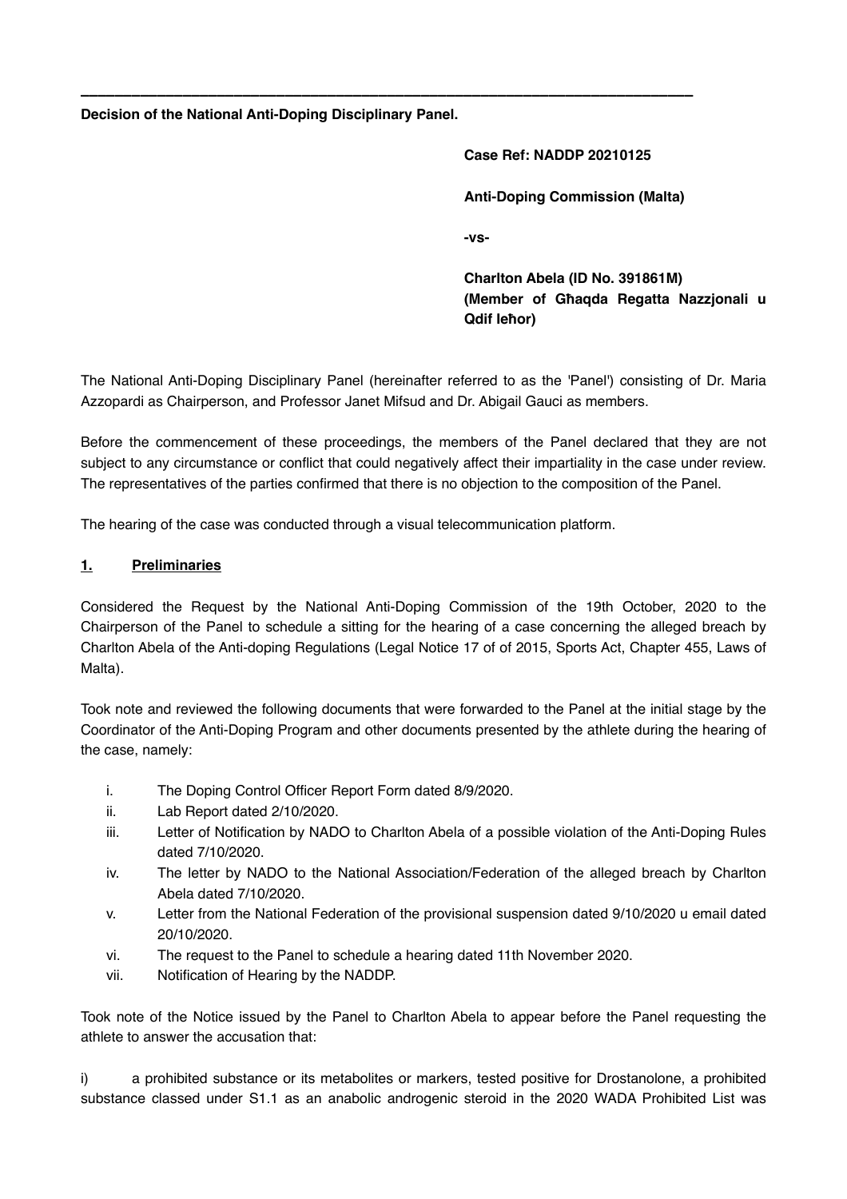---

**Decision of the National Anti-Doping Disciplinary Panel.**

**Case Ref: NADDP 20210125**

**Anti-Doping Commission (Malta)**

**-vs-**

**Charlton Abela (ID No. 391861M)**
**(Member of Għaqda Regatta Nazzjonali u Qdif Ieħor)**

The National Anti-Doping Disciplinary Panel (hereinafter referred to as the 'Panel') consisting of Dr. Maria Azzopardi as Chairperson, and Professor Janet Mifsud and Dr. Abigail Gauci as members.

Before the commencement of these proceedings, the members of the Panel declared that they are not subject to any circumstance or conflict that could negatively affect their impartiality in the case under review. The representatives of the parties confirmed that there is no objection to the composition of the Panel.

The hearing of the case was conducted through a visual telecommunication platform.

## 1. Preliminaries

Considered the Request by the National Anti-Doping Commission of the 19th October, 2020 to the Chairperson of the Panel to schedule a sitting for the hearing of a case concerning the alleged breach by Charlton Abela of the Anti-doping Regulations (Legal Notice 17 of of 2015, Sports Act, Chapter 455, Laws of Malta).

Took note and reviewed the following documents that were forwarded to the Panel at the initial stage by the Coordinator of the Anti-Doping Program and other documents presented by the athlete during the hearing of the case, namely:

i. The Doping Control Officer Report Form dated 8/9/2020.
ii. Lab Report dated 2/10/2020.
iii. Letter of Notification by NADO to Charlton Abela of a possible violation of the Anti-Doping Rules dated 7/10/2020.
iv. The letter by NADO to the National Association/Federation of the alleged breach by Charlton Abela dated 7/10/2020.
v. Letter from the National Federation of the provisional suspension dated 9/10/2020 u email dated 20/10/2020.
vi. The request to the Panel to schedule a hearing dated 11th November 2020.
vii. Notification of Hearing by the NADDP.

Took note of the Notice issued by the Panel to Charlton Abela to appear before the Panel requesting the athlete to answer the accusation that:

i) a prohibited substance or its metabolites or markers, tested positive for Drostanolone, a prohibited substance classed under S1.1 as an anabolic androgenic steroid in the 2020 WADA Prohibited List was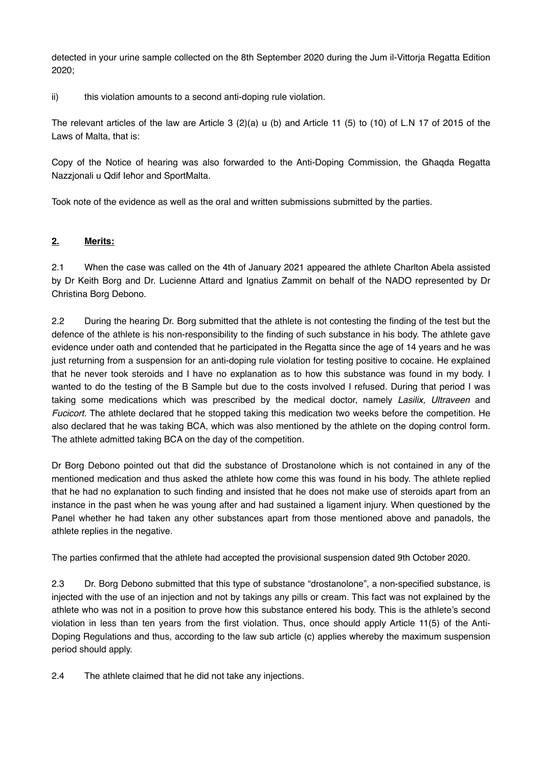detected in your urine sample collected on the 8th September 2020 during the Jum il-Vittorja Regatta Edition 2020;

ii) this violation amounts to a second anti-doping rule violation.

The relevant articles of the law are Article 3 (2)(a) u (b) and Article 11 (5) to (10) of L.N 17 of 2015 of the Laws of Malta, that is:

Copy of the Notice of hearing was also forwarded to the Anti-Doping Commission, the Għaqda Regatta Nazzjonali u Qdif Ieħor and SportMalta.

Took note of the evidence as well as the oral and written submissions submitted by the parties.

## 2. Merits:

2.1 When the case was called on the 4th of January 2021 appeared the athlete Charlton Abela assisted by Dr Keith Borg and Dr. Lucienne Attard and Ignatius Zammit on behalf of the NADO represented by Dr Christina Borg Debono.

2.2 During the hearing Dr. Borg submitted that the athlete is not contesting the finding of the test but the defence of the athlete is his non-responsibility to the finding of such substance in his body. The athlete gave evidence under oath and contended that he participated in the Regatta since the age of 14 years and he was just returning from a suspension for an anti-doping rule violation for testing positive to cocaine. He explained that he never took steroids and I have no explanation as to how this substance was found in my body. I wanted to do the testing of the B Sample but due to the costs involved I refused. During that period I was taking some medications which was prescribed by the medical doctor, namely *Lasilix, Ultraveen* and *Fucicort.* The athlete declared that he stopped taking this medication two weeks before the competition. He also declared that he was taking BCA, which was also mentioned by the athlete on the doping control form. The athlete admitted taking BCA on the day of the competition.

Dr Borg Debono pointed out that did the substance of Drostanolone which is not contained in any of the mentioned medication and thus asked the athlete how come this was found in his body. The athlete replied that he had no explanation to such finding and insisted that he does not make use of steroids apart from an instance in the past when he was young after and had sustained a ligament injury. When questioned by the Panel whether he had taken any other substances apart from those mentioned above and panadols, the athlete replies in the negative.

The parties confirmed that the athlete had accepted the provisional suspension dated 9th October 2020.

2.3 Dr. Borg Debono submitted that this type of substance "drostanolone", a non-specified substance, is injected with the use of an injection and not by takings any pills or cream. This fact was not explained by the athlete who was not in a position to prove how this substance entered his body. This is the athlete's second violation in less than ten years from the first violation. Thus, once should apply Article 11(5) of the Anti-Doping Regulations and thus, according to the law sub article (c) applies whereby the maximum suspension period should apply.

2.4 The athlete claimed that he did not take any injections.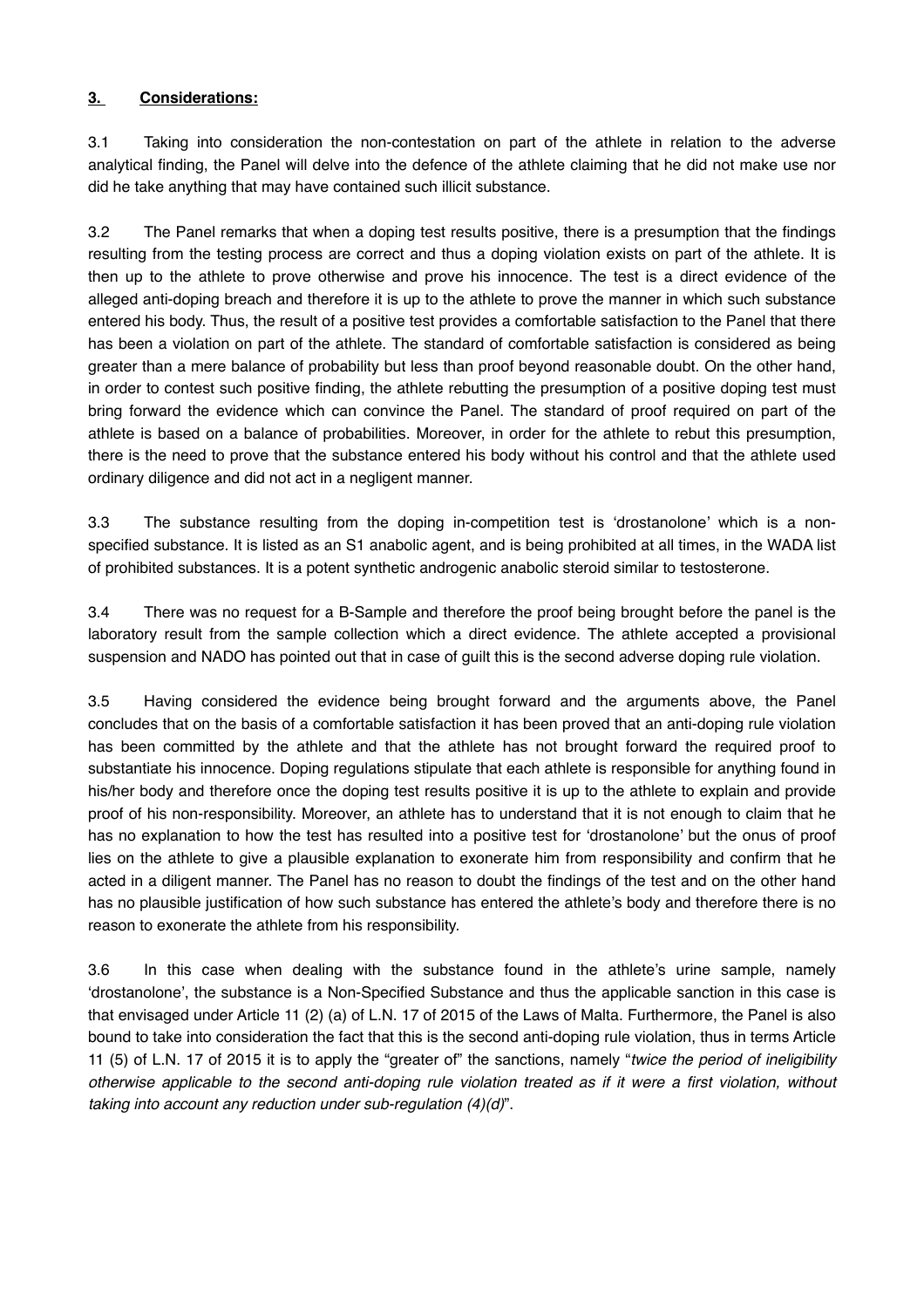**3. Considerations:**

3.1 Taking into consideration the non-contestation on part of the athlete in relation to the adverse analytical finding, the Panel will delve into the defence of the athlete claiming that he did not make use nor did he take anything that may have contained such illicit substance.

3.2 The Panel remarks that when a doping test results positive, there is a presumption that the findings resulting from the testing process are correct and thus a doping violation exists on part of the athlete. It is then up to the athlete to prove otherwise and prove his innocence. The test is a direct evidence of the alleged anti-doping breach and therefore it is up to the athlete to prove the manner in which such substance entered his body. Thus, the result of a positive test provides a comfortable satisfaction to the Panel that there has been a violation on part of the athlete. The standard of comfortable satisfaction is considered as being greater than a mere balance of probability but less than proof beyond reasonable doubt. On the other hand, in order to contest such positive finding, the athlete rebutting the presumption of a positive doping test must bring forward the evidence which can convince the Panel. The standard of proof required on part of the athlete is based on a balance of probabilities. Moreover, in order for the athlete to rebut this presumption, there is the need to prove that the substance entered his body without his control and that the athlete used ordinary diligence and did not act in a negligent manner.

3.3 The substance resulting from the doping in-competition test is 'drostanolone' which is a non-specified substance. It is listed as an S1 anabolic agent, and is being prohibited at all times, in the WADA list of prohibited substances. It is a potent synthetic androgenic anabolic steroid similar to testosterone.

3.4 There was no request for a B-Sample and therefore the proof being brought before the panel is the laboratory result from the sample collection which a direct evidence. The athlete accepted a provisional suspension and NADO has pointed out that in case of guilt this is the second adverse doping rule violation.

3.5 Having considered the evidence being brought forward and the arguments above, the Panel concludes that on the basis of a comfortable satisfaction it has been proved that an anti-doping rule violation has been committed by the athlete and that the athlete has not brought forward the required proof to substantiate his innocence. Doping regulations stipulate that each athlete is responsible for anything found in his/her body and therefore once the doping test results positive it is up to the athlete to explain and provide proof of his non-responsibility. Moreover, an athlete has to understand that it is not enough to claim that he has no explanation to how the test has resulted into a positive test for 'drostanolone' but the onus of proof lies on the athlete to give a plausible explanation to exonerate him from responsibility and confirm that he acted in a diligent manner. The Panel has no reason to doubt the findings of the test and on the other hand has no plausible justification of how such substance has entered the athlete's body and therefore there is no reason to exonerate the athlete from his responsibility.

3.6 In this case when dealing with the substance found in the athlete's urine sample, namely 'drostanolone', the substance is a Non-Specified Substance and thus the applicable sanction in this case is that envisaged under Article 11 (2) (a) of L.N. 17 of 2015 of the Laws of Malta. Furthermore, the Panel is also bound to take into consideration the fact that this is the second anti-doping rule violation, thus in terms Article 11 (5) of L.N. 17 of 2015 it is to apply the "greater of" the sanctions, namely "*twice the period of ineligibility otherwise applicable to the second anti-doping rule violation treated as if it were a first violation, without taking into account any reduction under sub-regulation (4)(d)*".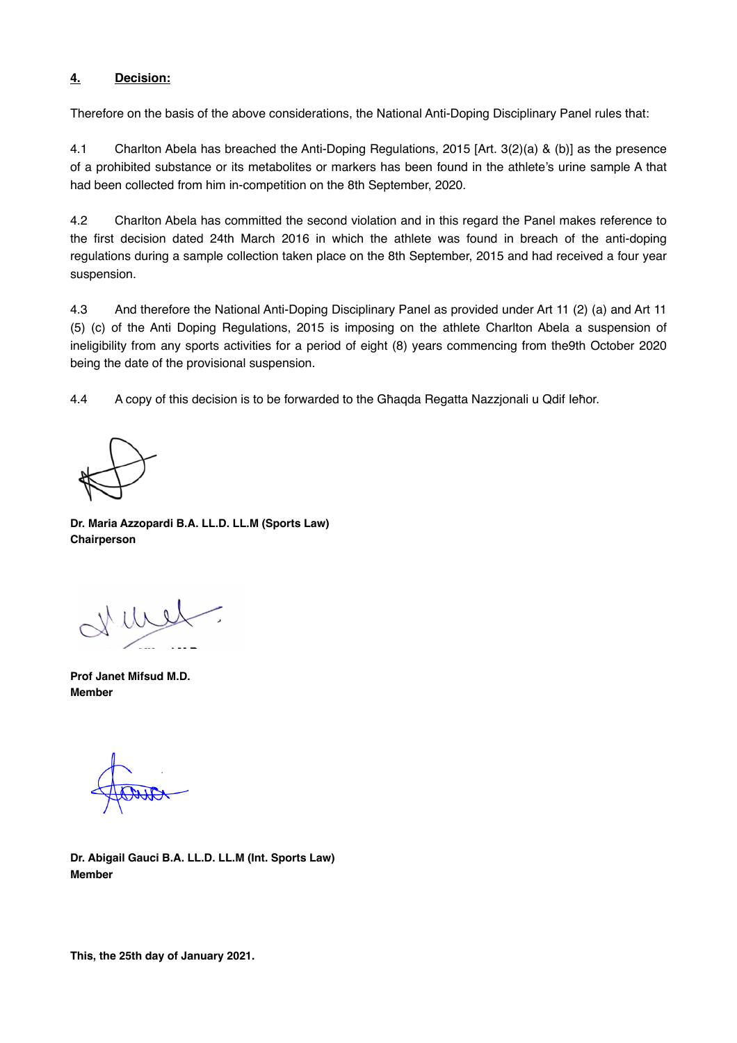## 4. Decision:

Therefore on the basis of the above considerations, the National Anti-Doping Disciplinary Panel rules that:

4.1 Charlton Abela has breached the Anti-Doping Regulations, 2015 [Art. 3(2)(a) & (b)] as the presence of a prohibited substance or its metabolites or markers has been found in the athlete's urine sample A that had been collected from him in-competition on the 8th September, 2020.

4.2 Charlton Abela has committed the second violation and in this regard the Panel makes reference to the first decision dated 24th March 2016 in which the athlete was found in breach of the anti-doping regulations during a sample collection taken place on the 8th September, 2015 and had received a four year suspension.

4.3 And therefore the National Anti-Doping Disciplinary Panel as provided under Art 11 (2) (a) and Art 11 (5) (c) of the Anti Doping Regulations, 2015 is imposing on the athlete Charlton Abela a suspension of ineligibility from any sports activities for a period of eight (8) years commencing from the9th October 2020 being the date of the provisional suspension.

4.4 A copy of this decision is to be forwarded to the Għaqda Regatta Nazzjonali u Qdif Ieħor.

**Dr. Maria Azzopardi B.A. LL.D. LL.M (Sports Law)**
**Chairperson**

**Prof Janet Mifsud M.D.**
**Member**

**Dr. Abigail Gauci B.A. LL.D. LL.M (Int. Sports Law)**
**Member**

**This, the 25th day of January 2021.**